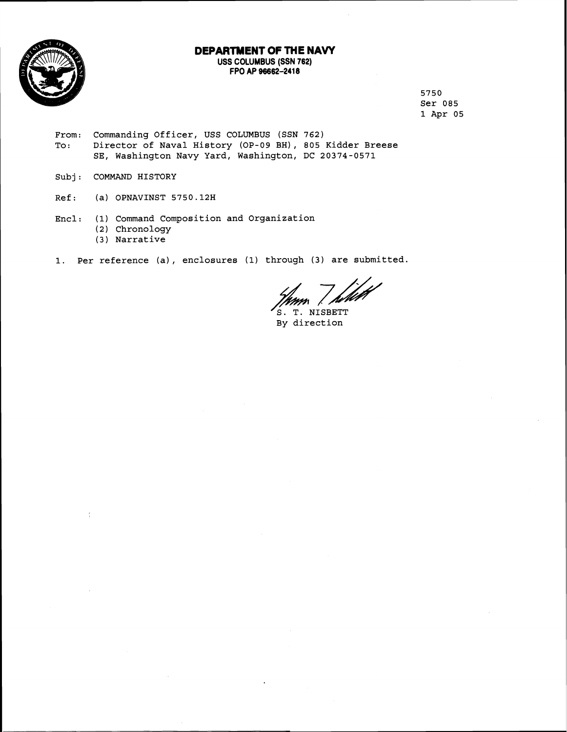# DEPARTMENT OF THE NAVY

**USS COLUMBUS (SSN 762)**
**FPO AP 96662-2418**

5750
Ser 085
1 Apr 05

From: Commanding Officer, USS COLUMBUS (SSN 762)
To: Director of Naval History (OP-09 BH), 805 Kidder Breese SE, Washington Navy Yard, Washington, DC 20374-0571

Subj: COMMAND HISTORY

Ref: (a) OPNAVINST 5750.12H

Encl: (1) Command Composition and Organization
(2) Chronology
(3) Narrative

1. Per reference (a), enclosures (1) through (3) are submitted.

S. T. NISBETT
By direction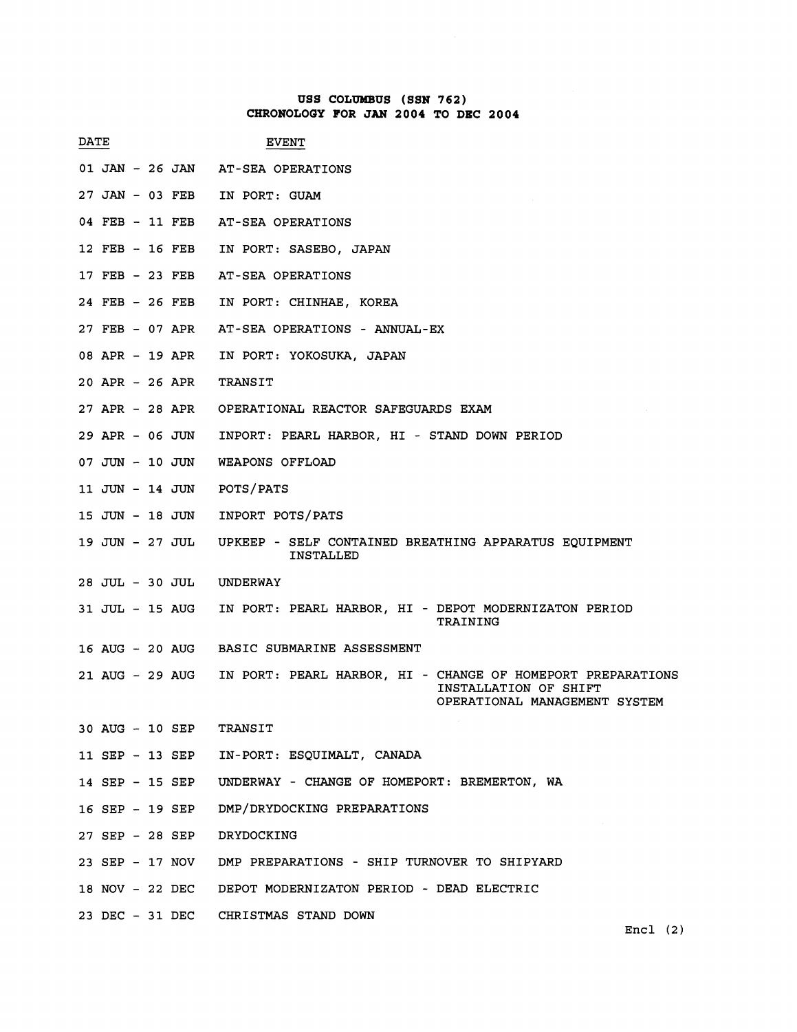# USS COLUMBUS (SSN 762)
## CHRONOLOGY FOR JAN 2004 TO DEC 2004

| DATE | EVENT |
|---|---|
| 01 JAN - 26 JAN | AT-SEA OPERATIONS |
| 27 JAN - 03 FEB | IN PORT: GUAM |
| 04 FEB - 11 FEB | AT-SEA OPERATIONS |
| 12 FEB - 16 FEB | IN PORT: SASEBO, JAPAN |
| 17 FEB - 23 FEB | AT-SEA OPERATIONS |
| 24 FEB - 26 FEB | IN PORT: CHINHAE, KOREA |
| 27 FEB - 07 APR | AT-SEA OPERATIONS - ANNUAL-EX |
| 08 APR - 19 APR | IN PORT: YOKOSUKA, JAPAN |
| 20 APR - 26 APR | TRANSIT |
| 27 APR - 28 APR | OPERATIONAL REACTOR SAFEGUARDS EXAM |
| 29 APR - 06 JUN | INPORT: PEARL HARBOR, HI - STAND DOWN PERIOD |
| 07 JUN - 10 JUN | WEAPONS OFFLOAD |
| 11 JUN - 14 JUN | POTS/PATS |
| 15 JUN - 18 JUN | INPORT POTS/PATS |
| 19 JUN - 27 JUL | UPKEEP - SELF CONTAINED BREATHING APPARATUS EQUIPMENT INSTALLED |
| 28 JUL - 30 JUL | UNDERWAY |
| 31 JUL - 15 AUG | IN PORT: PEARL HARBOR, HI - DEPOT MODERNIZATON PERIOD TRAINING |
| 16 AUG - 20 AUG | BASIC SUBMARINE ASSESSMENT |
| 21 AUG - 29 AUG | IN PORT: PEARL HARBOR, HI - CHANGE OF HOMEPORT PREPARATIONS INSTALLATION OF SHIFT OPERATIONAL MANAGEMENT SYSTEM |
| 30 AUG - 10 SEP | TRANSIT |
| 11 SEP - 13 SEP | IN-PORT: ESQUIMALT, CANADA |
| 14 SEP - 15 SEP | UNDERWAY - CHANGE OF HOMEPORT: BREMERTON, WA |
| 16 SEP - 19 SEP | DMP/DRYDOCKING PREPARATIONS |
| 27 SEP - 28 SEP | DRYDOCKING |
| 23 SEP - 17 NOV | DMP PREPARATIONS - SHIP TURNOVER TO SHIPYARD |
| 18 NOV - 22 DEC | DEPOT MODERNIZATON PERIOD - DEAD ELECTRIC |
| 23 DEC - 31 DEC | CHRISTMAS STAND DOWN |

Encl (2)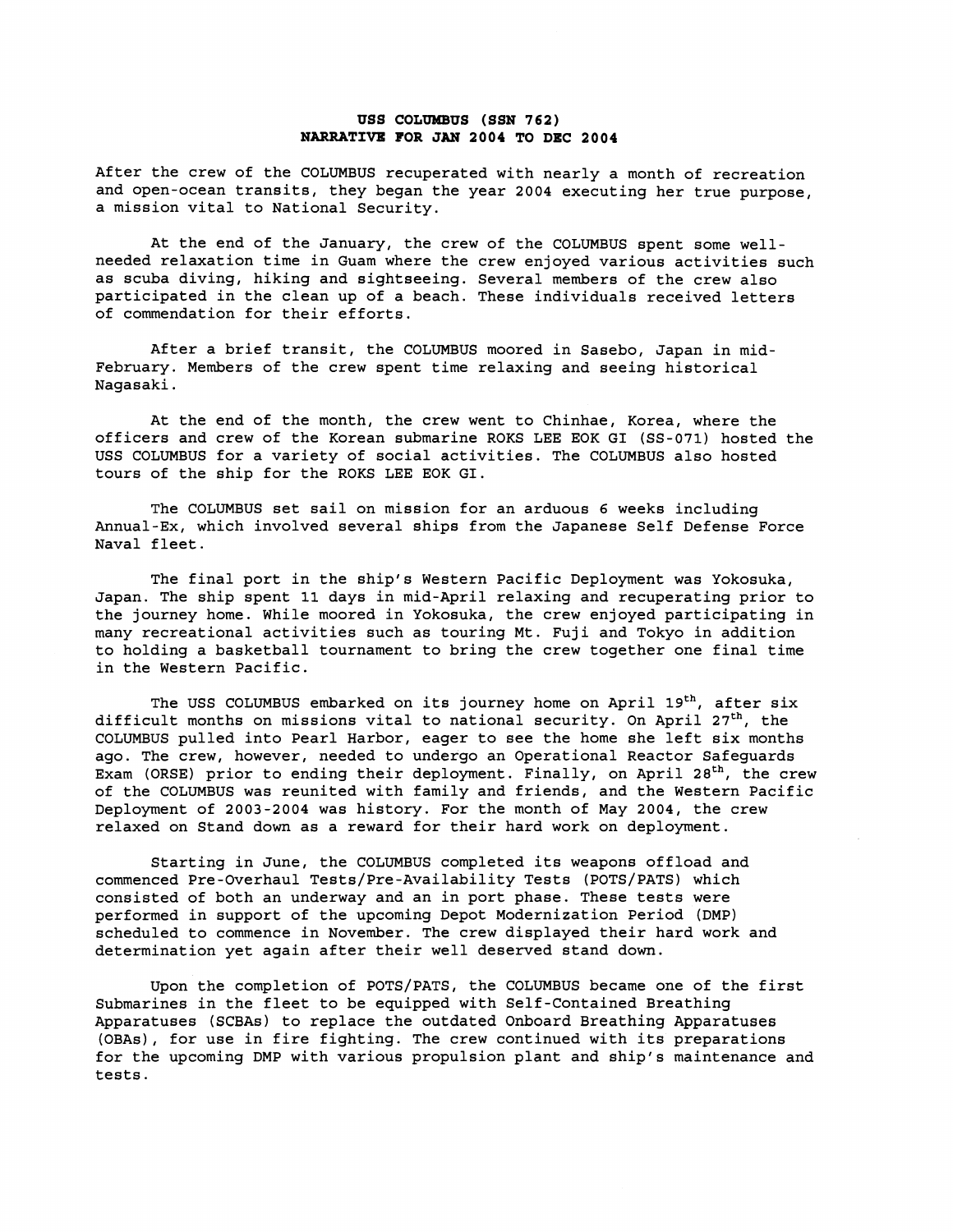# USS COLUMBUS (SSN 762)
## NARRATIVE FOR JAN 2004 TO DEC 2004

After the crew of the COLUMBUS recuperated with nearly a month of recreation and open-ocean transits, they began the year 2004 executing her true purpose, a mission vital to National Security.

At the end of the January, the crew of the COLUMBUS spent some well-needed relaxation time in Guam where the crew enjoyed various activities such as scuba diving, hiking and sightseeing. Several members of the crew also participated in the clean up of a beach. These individuals received letters of commendation for their efforts.

After a brief transit, the COLUMBUS moored in Sasebo, Japan in mid-February. Members of the crew spent time relaxing and seeing historical Nagasaki.

At the end of the month, the crew went to Chinhae, Korea, where the officers and crew of the Korean submarine ROKS LEE EOK GI (SS-071) hosted the USS COLUMBUS for a variety of social activities. The COLUMBUS also hosted tours of the ship for the ROKS LEE EOK GI.

The COLUMBUS set sail on mission for an arduous 6 weeks including Annual-Ex, which involved several ships from the Japanese Self Defense Force Naval fleet.

The final port in the ship's Western Pacific Deployment was Yokosuka, Japan. The ship spent 11 days in mid-April relaxing and recuperating prior to the journey home. While moored in Yokosuka, the crew enjoyed participating in many recreational activities such as touring Mt. Fuji and Tokyo in addition to holding a basketball tournament to bring the crew together one final time in the Western Pacific.

The USS COLUMBUS embarked on its journey home on April 19th, after six difficult months on missions vital to national security. On April 27th, the COLUMBUS pulled into Pearl Harbor, eager to see the home she left six months ago. The crew, however, needed to undergo an Operational Reactor Safeguards Exam (ORSE) prior to ending their deployment. Finally, on April 28th, the crew of the COLUMBUS was reunited with family and friends, and the Western Pacific Deployment of 2003-2004 was history. For the month of May 2004, the crew relaxed on Stand down as a reward for their hard work on deployment.

Starting in June, the COLUMBUS completed its weapons offload and commenced Pre-Overhaul Tests/Pre-Availability Tests (POTS/PATS) which consisted of both an underway and an in port phase. These tests were performed in support of the upcoming Depot Modernization Period (DMP) scheduled to commence in November. The crew displayed their hard work and determination yet again after their well deserved stand down.

Upon the completion of POTS/PATS, the COLUMBUS became one of the first Submarines in the fleet to be equipped with Self-Contained Breathing Apparatuses (SCBAs) to replace the outdated Onboard Breathing Apparatuses (OBAs), for use in fire fighting. The crew continued with its preparations for the upcoming DMP with various propulsion plant and ship's maintenance and tests.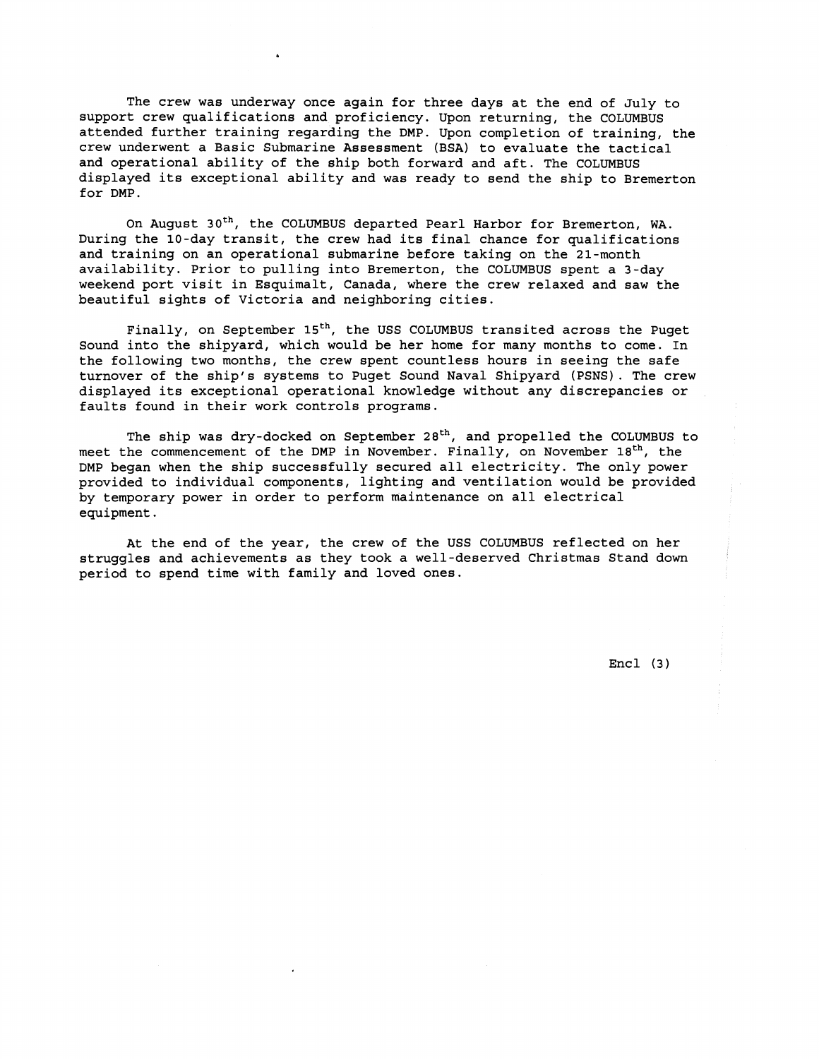The crew was underway once again for three days at the end of July to support crew qualifications and proficiency. Upon returning, the COLUMBUS attended further training regarding the DMP. Upon completion of training, the crew underwent a Basic Submarine Assessment (BSA) to evaluate the tactical and operational ability of the ship both forward and aft. The COLUMBUS displayed its exceptional ability and was ready to send the ship to Bremerton for DMP.

On August 30th, the COLUMBUS departed Pearl Harbor for Bremerton, WA. During the 10-day transit, the crew had its final chance for qualifications and training on an operational submarine before taking on the 21-month availability. Prior to pulling into Bremerton, the COLUMBUS spent a 3-day weekend port visit in Esquimalt, Canada, where the crew relaxed and saw the beautiful sights of Victoria and neighboring cities.

Finally, on September 15th, the USS COLUMBUS transited across the Puget Sound into the shipyard, which would be her home for many months to come. In the following two months, the crew spent countless hours in seeing the safe turnover of the ship's systems to Puget Sound Naval Shipyard (PSNS). The crew displayed its exceptional operational knowledge without any discrepancies or faults found in their work controls programs.

The ship was dry-docked on September 28th, and propelled the COLUMBUS to meet the commencement of the DMP in November. Finally, on November 18th, the DMP began when the ship successfully secured all electricity. The only power provided to individual components, lighting and ventilation would be provided by temporary power in order to perform maintenance on all electrical equipment.

At the end of the year, the crew of the USS COLUMBUS reflected on her struggles and achievements as they took a well-deserved Christmas Stand down period to spend time with family and loved ones.

Encl (3)